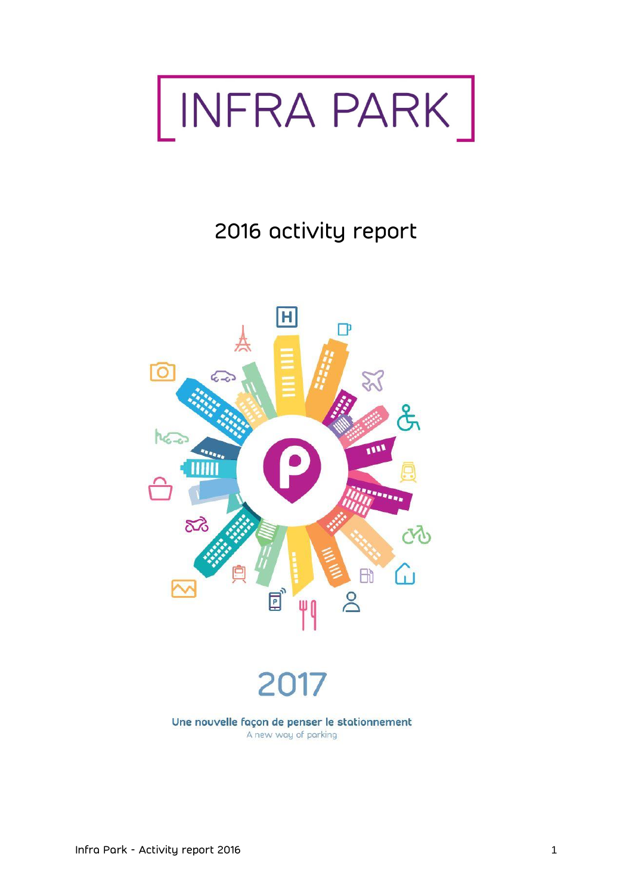# INFRA PARK

## 2016 activity report

2017

Une nouvelle façon de penser le stationnement

A new way of parking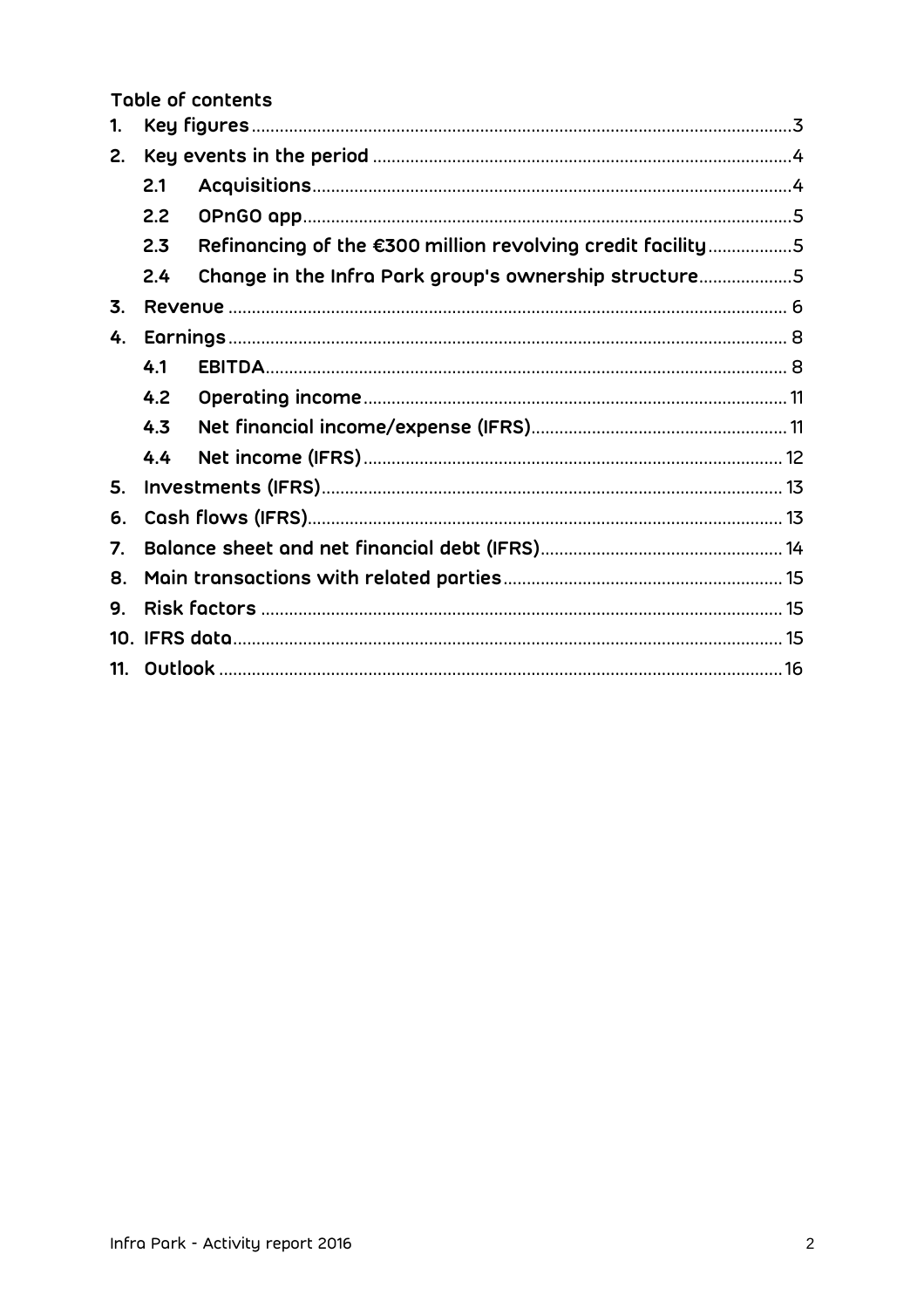## Table of contents

1. Key figures ........................................................................ 3
2. Key events in the period ........................................................................ 4
   - 2.1 Acquisitions ........................................................................ 4
   - 2.2 OPnGO app ........................................................................ 5
   - 2.3 Refinancing of the €300 million revolving credit facility ........................................................................ 5
   - 2.4 Change in the Infra Park group's ownership structure ........................................................................ 5
3. Revenue ........................................................................ 6
4. Earnings ........................................................................ 8
   - 4.1 EBITDA ........................................................................ 8
   - 4.2 Operating income ........................................................................ 11
   - 4.3 Net financial income/expense (IFRS) ........................................................................ 11
   - 4.4 Net income (IFRS) ........................................................................ 12
5. Investments (IFRS) ........................................................................ 13
6. Cash flows (IFRS) ........................................................................ 13
7. Balance sheet and net financial debt (IFRS) ........................................................................ 14
8. Main transactions with related parties ........................................................................ 15
9. Risk factors ........................................................................ 15
10. IFRS data ........................................................................ 15
11. Outlook ........................................................................ 16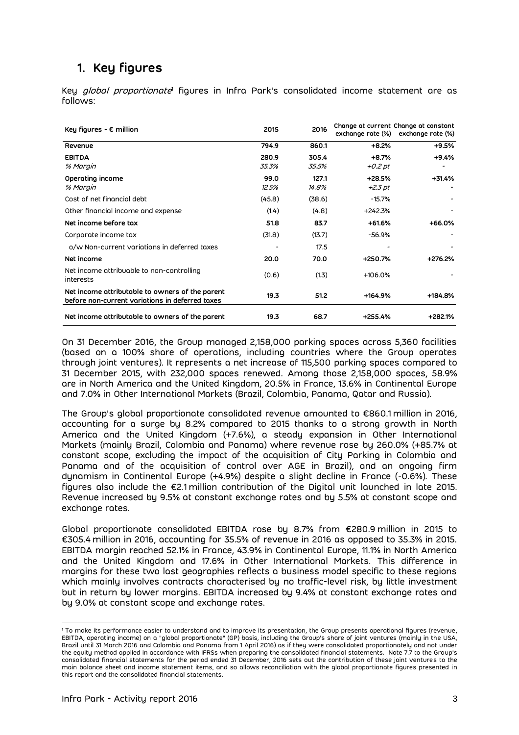## 1. Key figures

Key *global proportionate*[1] figures in Infra Park's consolidated income statement are as follows:

| Key figures - € million | 2015 | 2016 | Change at current exchange rate (%) | Change at constant exchange rate (%) |
|---|---|---|---|---|
| **Revenue** | **794.9** | **860.1** | **+8.2%** | **+9.5%** |
| **EBITDA** | **280.9** | **305.4** | **+8.7%** | **+9.4%** |
| *% Margin* | *35.3%* | *35.5%* | *+0.2 pt* | - |
| **Operating income** | **99.0** | **127.1** | **+28.5%** | **+31.4%** |
| *% Margin* | *12.5%* | *14.8%* | *+2.3 pt* | - |
| Cost of net financial debt | (45.8) | (38.6) | -15.7% | - |
| Other financial income and expense | (1.4) | (4.8) | +242.3% | - |
| **Net income before tax** | **51.8** | **83.7** | **+61.6%** | **+66.0%** |
| Corporate income tax | (31.8) | (13.7) | -56.9% | - |
| o/w Non-current variations in deferred taxes | - | 17.5 | - | - |
| **Net income** | **20.0** | **70.0** | **+250.7%** | **+276.2%** |
| Net income attribuable to non-controlling interests | (0.6) | (1.3) | +106.0% | - |
| **Net income attributable to owners of the parent before non-current variations in deferred taxes** | **19.3** | **51.2** | **+164.9%** | **+184.8%** |
| **Net income attributable to owners of the parent** | **19.3** | **68.7** | **+255.4%** | **+282.1%** |

On 31 December 2016, the Group managed 2,158,000 parking spaces across 5,360 facilities (based on a 100% share of operations, including countries where the Group operates through joint ventures). It represents a net increase of 115,500 parking spaces compared to 31 December 2015, with 232,000 spaces renewed. Among those 2,158,000 spaces, 58.9% are in North America and the United Kingdom, 20.5% in France, 13.6% in Continental Europe and 7.0% in Other International Markets (Brazil, Colombia, Panama, Qatar and Russia).

The Group's global proportionate consolidated revenue amounted to €860.1 million in 2016, accounting for a surge by 8.2% compared to 2015 thanks to a strong growth in North America and the United Kingdom (+7.6%), a steady expansion in Other International Markets (mainly Brazil, Colombia and Panama) where revenue rose by 260.0% (+85.7% at constant scope, excluding the impact of the acquisition of City Parking in Colombia and Panama and of the acquisition of control over AGE in Brazil), and an ongoing firm dynamism in Continental Europe (+4.9%) despite a slight decline in France (-0.6%). These figures also include the €2.1 million contribution of the Digital unit launched in late 2015. Revenue increased by 9.5% at constant exchange rates and by 5.5% at constant scope and exchange rates.

Global proportionate consolidated EBITDA rose by 8.7% from €280.9 million in 2015 to €305.4 million in 2016, accounting for 35.5% of revenue in 2016 as opposed to 35.3% in 2015. EBITDA margin reached 52.1% in France, 43.9% in Continental Europe, 11.1% in North America and the United Kingdom and 17.6% in Other International Markets. This difference in margins for these two last geographies reflects a business model specific to these regions which mainly involves contracts characterised by no traffic-level risk, by little investment but in return by lower margins. EBITDA increased by 9.4% at constant exchange rates and by 9.0% at constant scope and exchange rates.

[1] To make its performance easier to understand and to improve its presentation, the Group presents operational figures (revenue, EBITDA, operating income) on a "global proportionate" (GP) basis, including the Group's share of joint ventures (mainly in the USA, Brazil until 31 March 2016 and Colombia and Panama from 1 April 2016) as if they were consolidated proportionately and not under the equity method applied in accordance with IFRSs when preparing the consolidated financial statements. Note 7.7 to the Group's consolidated financial statements for the period ended 31 December, 2016 sets out the contribution of these joint ventures to the main balance sheet and income statement items, and so allows reconciliation with the global proportionate figures presented in this report and the consolidated financial statements.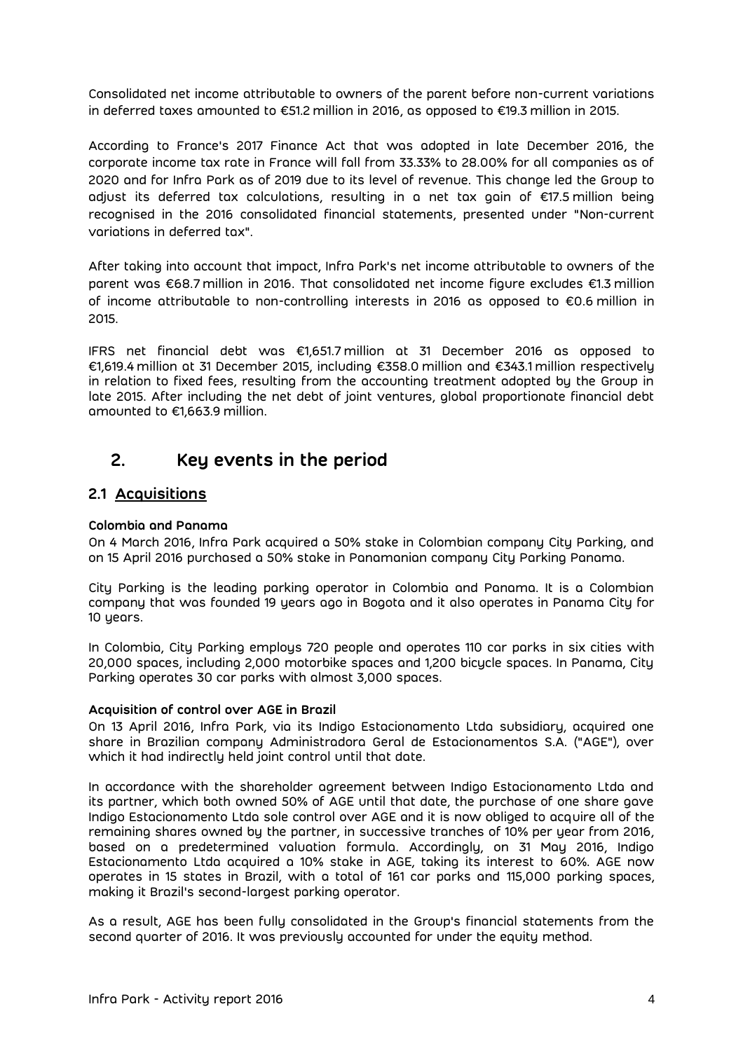Consolidated net income attributable to owners of the parent before non-current variations in deferred taxes amounted to €51.2 million in 2016, as opposed to €19.3 million in 2015.

According to France's 2017 Finance Act that was adopted in late December 2016, the corporate income tax rate in France will fall from 33.33% to 28.00% for all companies as of 2020 and for Infra Park as of 2019 due to its level of revenue. This change led the Group to adjust its deferred tax calculations, resulting in a net tax gain of €17.5 million being recognised in the 2016 consolidated financial statements, presented under "Non-current variations in deferred tax".

After taking into account that impact, Infra Park's net income attributable to owners of the parent was €68.7 million in 2016. That consolidated net income figure excludes €1.3 million of income attributable to non-controlling interests in 2016 as opposed to €0.6 million in 2015.

IFRS net financial debt was €1,651.7 million at 31 December 2016 as opposed to €1,619.4 million at 31 December 2015, including €358.0 million and €343.1 million respectively in relation to fixed fees, resulting from the accounting treatment adopted by the Group in late 2015. After including the net debt of joint ventures, global proportionate financial debt amounted to €1,663.9 million.

# 2. Key events in the period

## 2.1 Acquisitions

**Colombia and Panama**

On 4 March 2016, Infra Park acquired a 50% stake in Colombian company City Parking, and on 15 April 2016 purchased a 50% stake in Panamanian company City Parking Panama.

City Parking is the leading parking operator in Colombia and Panama. It is a Colombian company that was founded 19 years ago in Bogota and it also operates in Panama City for 10 years.

In Colombia, City Parking employs 720 people and operates 110 car parks in six cities with 20,000 spaces, including 2,000 motorbike spaces and 1,200 bicycle spaces. In Panama, City Parking operates 30 car parks with almost 3,000 spaces.

**Acquisition of control over AGE in Brazil**

On 13 April 2016, Infra Park, via its Indigo Estacionamento Ltda subsidiary, acquired one share in Brazilian company Administradora Geral de Estacionamentos S.A. ("AGE"), over which it had indirectly held joint control until that date.

In accordance with the shareholder agreement between Indigo Estacionamento Ltda and its partner, which both owned 50% of AGE until that date, the purchase of one share gave Indigo Estacionamento Ltda sole control over AGE and it is now obliged to acquire all of the remaining shares owned by the partner, in successive tranches of 10% per year from 2016, based on a predetermined valuation formula. Accordingly, on 31 May 2016, Indigo Estacionamento Ltda acquired a 10% stake in AGE, taking its interest to 60%. AGE now operates in 15 states in Brazil, with a total of 161 car parks and 115,000 parking spaces, making it Brazil's second-largest parking operator.

As a result, AGE has been fully consolidated in the Group's financial statements from the second quarter of 2016. It was previously accounted for under the equity method.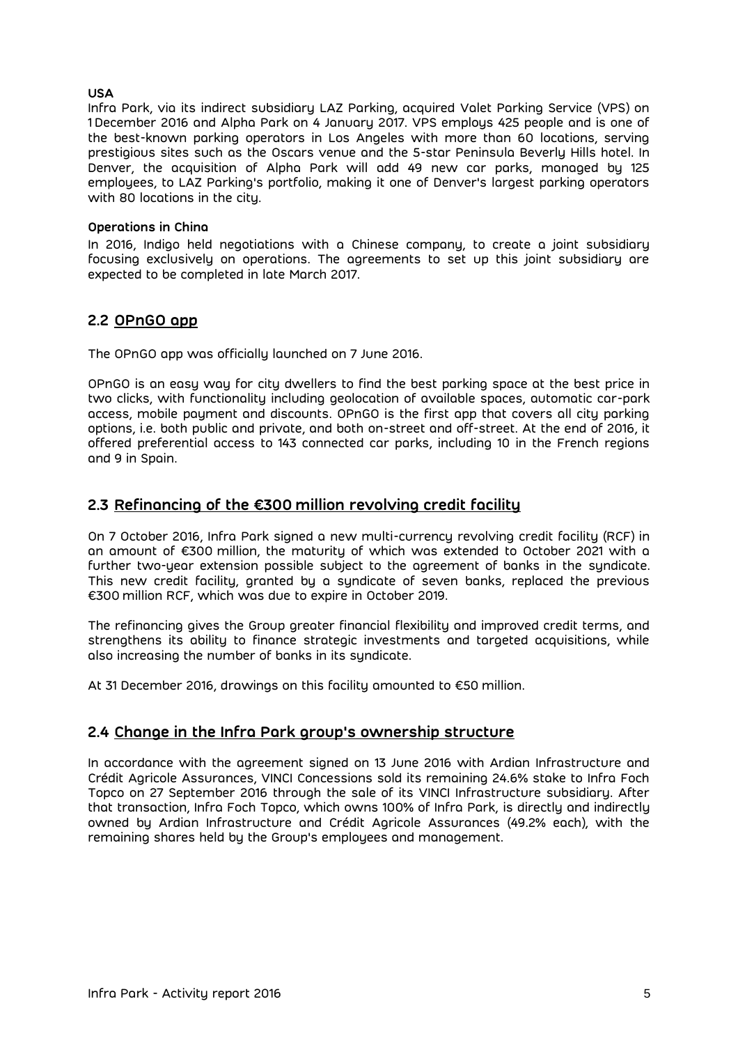**USA**

Infra Park, via its indirect subsidiary LAZ Parking, acquired Valet Parking Service (VPS) on 1 December 2016 and Alpha Park on 4 January 2017. VPS employs 425 people and is one of the best-known parking operators in Los Angeles with more than 60 locations, serving prestigious sites such as the Oscars venue and the 5-star Peninsula Beverly Hills hotel. In Denver, the acquisition of Alpha Park will add 49 new car parks, managed by 125 employees, to LAZ Parking's portfolio, making it one of Denver's largest parking operators with 80 locations in the city.

**Operations in China**

In 2016, Indigo held negotiations with a Chinese company, to create a joint subsidiary focusing exclusively on operations. The agreements to set up this joint subsidiary are expected to be completed in late March 2017.

## 2.2 OPnGO app

The OPnGO app was officially launched on 7 June 2016.

OPnGO is an easy way for city dwellers to find the best parking space at the best price in two clicks, with functionality including geolocation of available spaces, automatic car-park access, mobile payment and discounts. OPnGO is the first app that covers all city parking options, i.e. both public and private, and both on-street and off-street. At the end of 2016, it offered preferential access to 143 connected car parks, including 10 in the French regions and 9 in Spain.

## 2.3 Refinancing of the €300 million revolving credit facility

On 7 October 2016, Infra Park signed a new multi-currency revolving credit facility (RCF) in an amount of €300 million, the maturity of which was extended to October 2021 with a further two-year extension possible subject to the agreement of banks in the syndicate. This new credit facility, granted by a syndicate of seven banks, replaced the previous €300 million RCF, which was due to expire in October 2019.

The refinancing gives the Group greater financial flexibility and improved credit terms, and strengthens its ability to finance strategic investments and targeted acquisitions, while also increasing the number of banks in its syndicate.

At 31 December 2016, drawings on this facility amounted to €50 million.

## 2.4 Change in the Infra Park group's ownership structure

In accordance with the agreement signed on 13 June 2016 with Ardian Infrastructure and Crédit Agricole Assurances, VINCI Concessions sold its remaining 24.6% stake to Infra Foch Topco on 27 September 2016 through the sale of its VINCI Infrastructure subsidiary. After that transaction, Infra Foch Topco, which owns 100% of Infra Park, is directly and indirectly owned by Ardian Infrastructure and Crédit Agricole Assurances (49.2% each), with the remaining shares held by the Group's employees and management.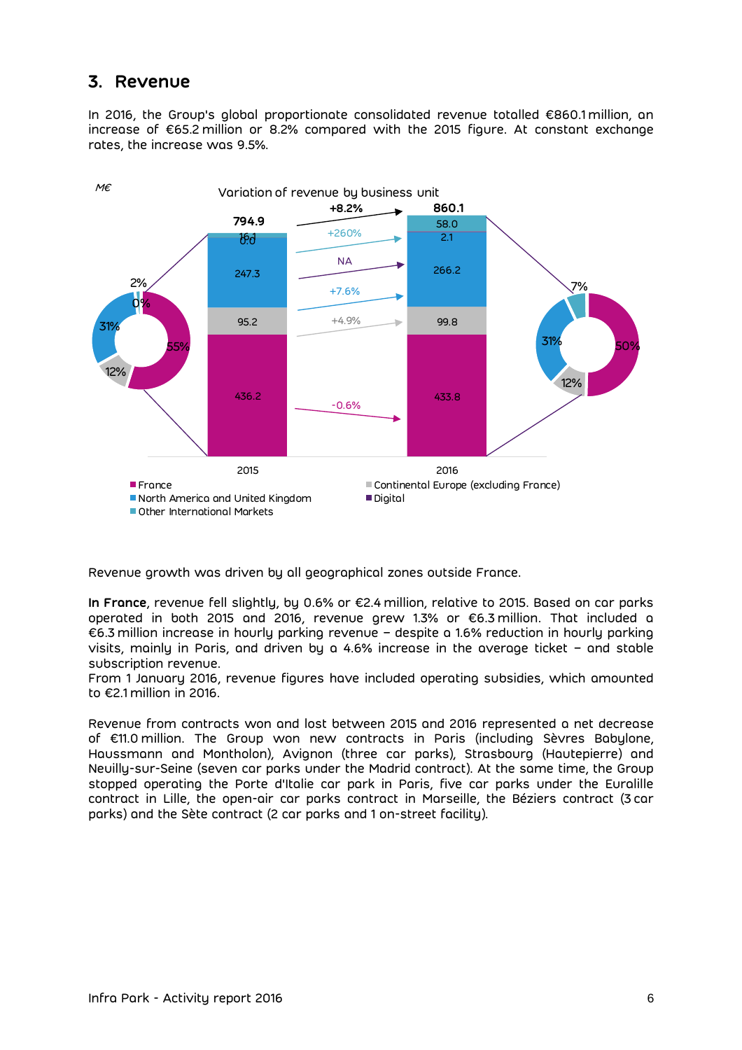## 3. Revenue

In 2016, the Group's global proportionate consolidated revenue totalled €860.1 million, an increase of €65.2 million or 8.2% compared with the 2015 figure. At constant exchange rates, the increase was 9.5%.

M€

Variation of revenue by business unit

| | 2015 | Variation | 2016 |
|---|---|---|---|
| Total | 794.9 | +8.2% | 860.1 |
| Other International Markets | 16.1 | +260% | 58.0 |
| Digital | 0.0 | NA | 2.1 |
| North America and United Kingdom | 247.3 | +7.6% | 266.2 |
| Continental Europe (excluding France) | 95.2 | +4.9% | 99.8 |
| France | 436.2 | -0.6% | 433.8 |

Share of revenue: 2015 – France 55%, Continental Europe (excluding France) 12%, North America and United Kingdom 31%, Digital 0%, Other International Markets 2%; 2016 – France 50%, Continental Europe (excluding France) 12%, North America and United Kingdom 31%, Other International Markets 7%.

Revenue growth was driven by all geographical zones outside France.

**In France**, revenue fell slightly, by 0.6% or €2.4 million, relative to 2015. Based on car parks operated in both 2015 and 2016, revenue grew 1.3% or €6.3 million. That included a €6.3 million increase in hourly parking revenue – despite a 1.6% reduction in hourly parking visits, mainly in Paris, and driven by a 4.6% increase in the average ticket – and stable subscription revenue.
From 1 January 2016, revenue figures have included operating subsidies, which amounted to €2.1 million in 2016.

Revenue from contracts won and lost between 2015 and 2016 represented a net decrease of €11.0 million. The Group won new contracts in Paris (including Sèvres Babylone, Haussmann and Montholon), Avignon (three car parks), Strasbourg (Hautepierre) and Neuilly-sur-Seine (seven car parks under the Madrid contract). At the same time, the Group stopped operating the Porte d'Italie car park in Paris, five car parks under the Euralille contract in Lille, the open-air car parks contract in Marseille, the Béziers contract (3 car parks) and the Sète contract (2 car parks and 1 on-street facility).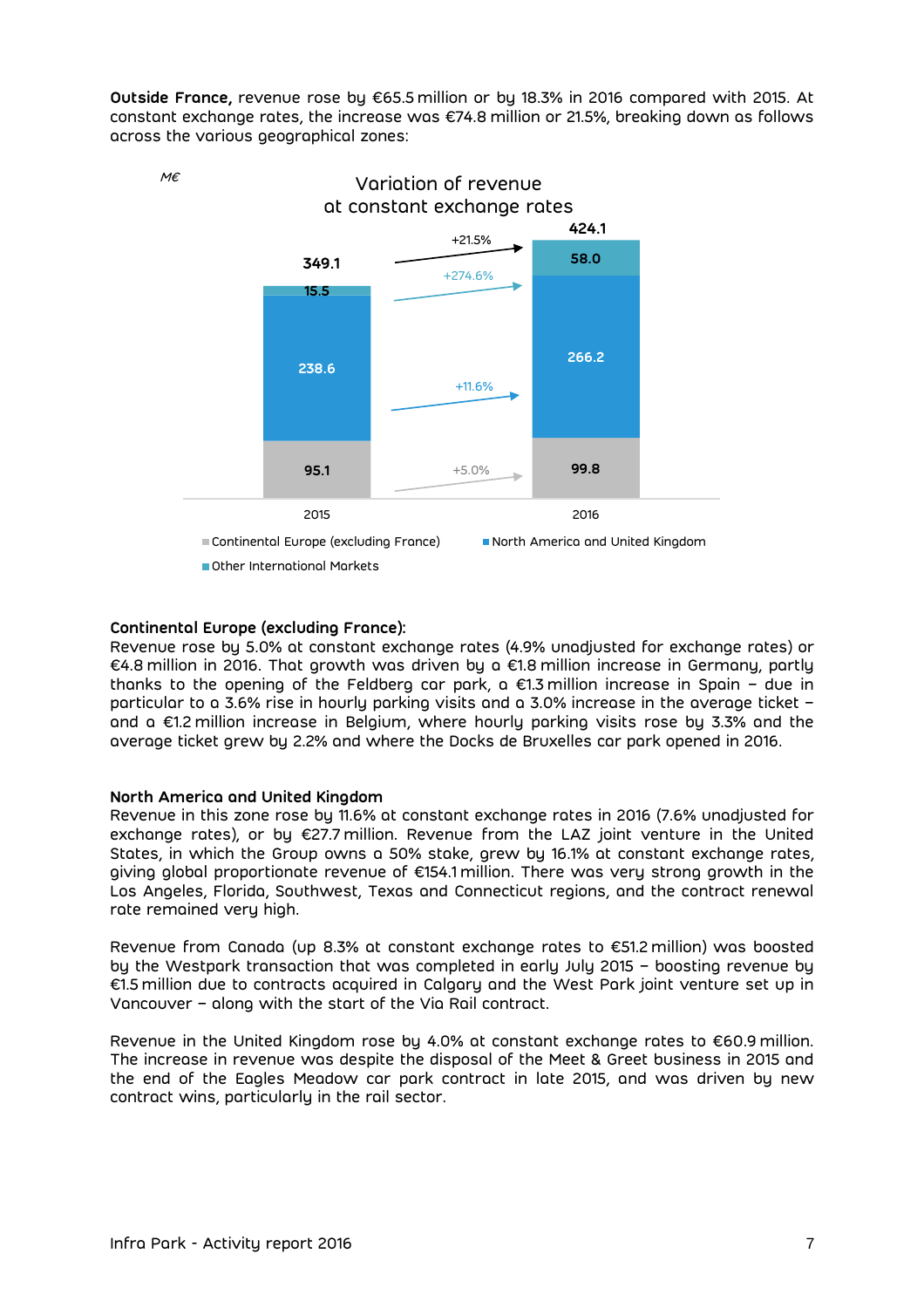**Outside France,** revenue rose by €65.5 million or by 18.3% in 2016 compared with 2015. At constant exchange rates, the increase was €74.8 million or 21.5%, breaking down as follows across the various geographical zones:

M€

Variation of revenue at constant exchange rates

| | 2015 | Variation | 2016 |
|---|---|---|---|
| Continental Europe (excluding France) | 95.1 | +5.0% | 99.8 |
| North America and United Kingdom | 238.6 | +11.6% | 266.2 |
| Other International Markets | 15.5 | +274.6% | 58.0 |
| Total | 349.1 | +21.5% | 424.1 |

**Continental Europe (excluding France):**
Revenue rose by 5.0% at constant exchange rates (4.9% unadjusted for exchange rates) or €4.8 million in 2016. That growth was driven by a €1.8 million increase in Germany, partly thanks to the opening of the Feldberg car park, a €1.3 million increase in Spain – due in particular to a 3.6% rise in hourly parking visits and a 3.0% increase in the average ticket – and a €1.2 million increase in Belgium, where hourly parking visits rose by 3.3% and the average ticket grew by 2.2% and where the Docks de Bruxelles car park opened in 2016.

**North America and United Kingdom**
Revenue in this zone rose by 11.6% at constant exchange rates in 2016 (7.6% unadjusted for exchange rates), or by €27.7 million. Revenue from the LAZ joint venture in the United States, in which the Group owns a 50% stake, grew by 16.1% at constant exchange rates, giving global proportionate revenue of €154.1 million. There was very strong growth in the Los Angeles, Florida, Southwest, Texas and Connecticut regions, and the contract renewal rate remained very high.

Revenue from Canada (up 8.3% at constant exchange rates to €51.2 million) was boosted by the Westpark transaction that was completed in early July 2015 – boosting revenue by €1.5 million due to contracts acquired in Calgary and the West Park joint venture set up in Vancouver – along with the start of the Via Rail contract.

Revenue in the United Kingdom rose by 4.0% at constant exchange rates to €60.9 million. The increase in revenue was despite the disposal of the Meet & Greet business in 2015 and the end of the Eagles Meadow car park contract in late 2015, and was driven by new contract wins, particularly in the rail sector.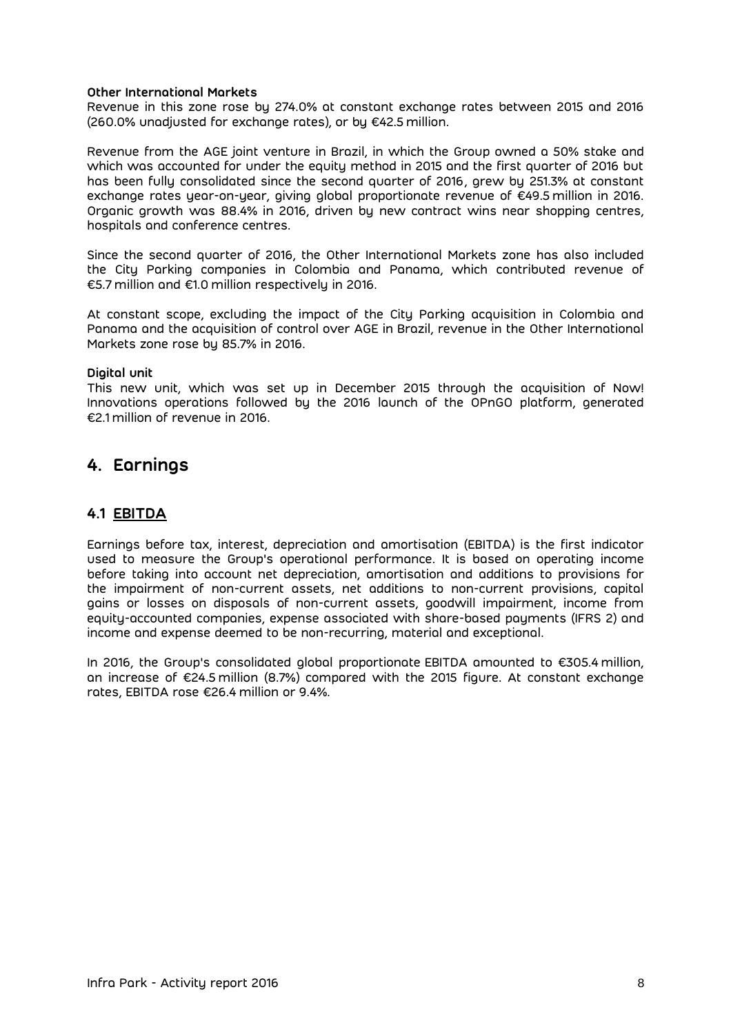**Other International Markets**
Revenue in this zone rose by 274.0% at constant exchange rates between 2015 and 2016 (260.0% unadjusted for exchange rates), or by €42.5 million.

Revenue from the AGE joint venture in Brazil, in which the Group owned a 50% stake and which was accounted for under the equity method in 2015 and the first quarter of 2016 but has been fully consolidated since the second quarter of 2016, grew by 251.3% at constant exchange rates year-on-year, giving global proportionate revenue of €49.5 million in 2016. Organic growth was 88.4% in 2016, driven by new contract wins near shopping centres, hospitals and conference centres.

Since the second quarter of 2016, the Other International Markets zone has also included the City Parking companies in Colombia and Panama, which contributed revenue of €5.7 million and €1.0 million respectively in 2016.

At constant scope, excluding the impact of the City Parking acquisition in Colombia and Panama and the acquisition of control over AGE in Brazil, revenue in the Other International Markets zone rose by 85.7% in 2016.

**Digital unit**
This new unit, which was set up in December 2015 through the acquisition of Now! Innovations operations followed by the 2016 launch of the OPnGO platform, generated €2.1 million of revenue in 2016.

# 4. Earnings

## 4.1 EBITDA

Earnings before tax, interest, depreciation and amortisation (EBITDA) is the first indicator used to measure the Group's operational performance. It is based on operating income before taking into account net depreciation, amortisation and additions to provisions for the impairment of non-current assets, net additions to non-current provisions, capital gains or losses on disposals of non-current assets, goodwill impairment, income from equity-accounted companies, expense associated with share-based payments (IFRS 2) and income and expense deemed to be non-recurring, material and exceptional.

In 2016, the Group's consolidated global proportionate EBITDA amounted to €305.4 million, an increase of €24.5 million (8.7%) compared with the 2015 figure. At constant exchange rates, EBITDA rose €26.4 million or 9.4%.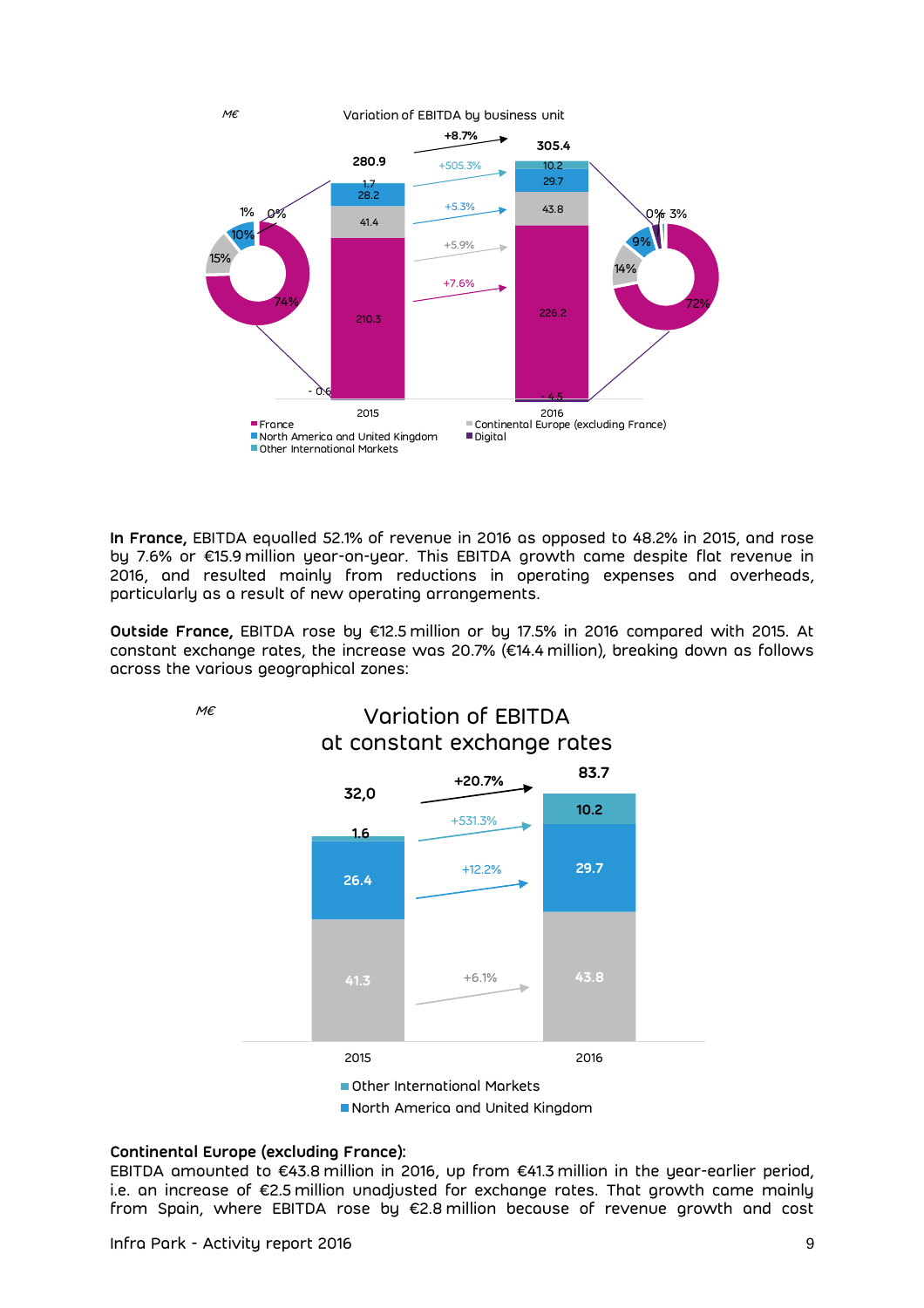M€

Variation of EBITDA by business unit

| | 2015 | 2016 | Variation |
|---|---|---|---|
| Total | 280.9 | 305.4 | +8.7% |
| Other International Markets | 1.7 | 10.2 | +505.3% |
| North America and United Kingdom | 28.2 | 29.7 | +5.3% |
| Continental Europe (excluding France) | 41.4 | 43.8 | +5.9% |
| France | 210.3 | 226.2 | +7.6% |
| Digital | - 0.6 | - 4.5 | |

2015: France 74%, Continental Europe (excluding France) 15%, North America and United Kingdom 10%, Other International Markets 1%, Digital 0%

2016: France 72%, Continental Europe (excluding France) 14%, North America and United Kingdom 9%, Other International Markets 3%, Digital 0%

**In France,** EBITDA equalled 52.1% of revenue in 2016 as opposed to 48.2% in 2015, and rose by 7.6% or €15.9 million year-on-year. This EBITDA growth came despite flat revenue in 2016, and resulted mainly from reductions in operating expenses and overheads, particularly as a result of new operating arrangements.

**Outside France,** EBITDA rose by €12.5 million or by 17.5% in 2016 compared with 2015. At constant exchange rates, the increase was 20.7% (€14.4 million), breaking down as follows across the various geographical zones:

M€

Variation of EBITDA at constant exchange rates

| | 2015 | 2016 | Variation |
|---|---|---|---|
| Total | 32,0 | 83.7 | +20.7% |
| Other International Markets | 1.6 | 10.2 | +531.3% |
| North America and United Kingdom | 26.4 | 29.7 | +12.2% |
| Continental Europe (excluding France) | 41.3 | 43.8 | +6.1% |

**Continental Europe (excluding France):**
EBITDA amounted to €43.8 million in 2016, up from €41.3 million in the year-earlier period, i.e. an increase of €2.5 million unadjusted for exchange rates. That growth came mainly from Spain, where EBITDA rose by €2.8 million because of revenue growth and cost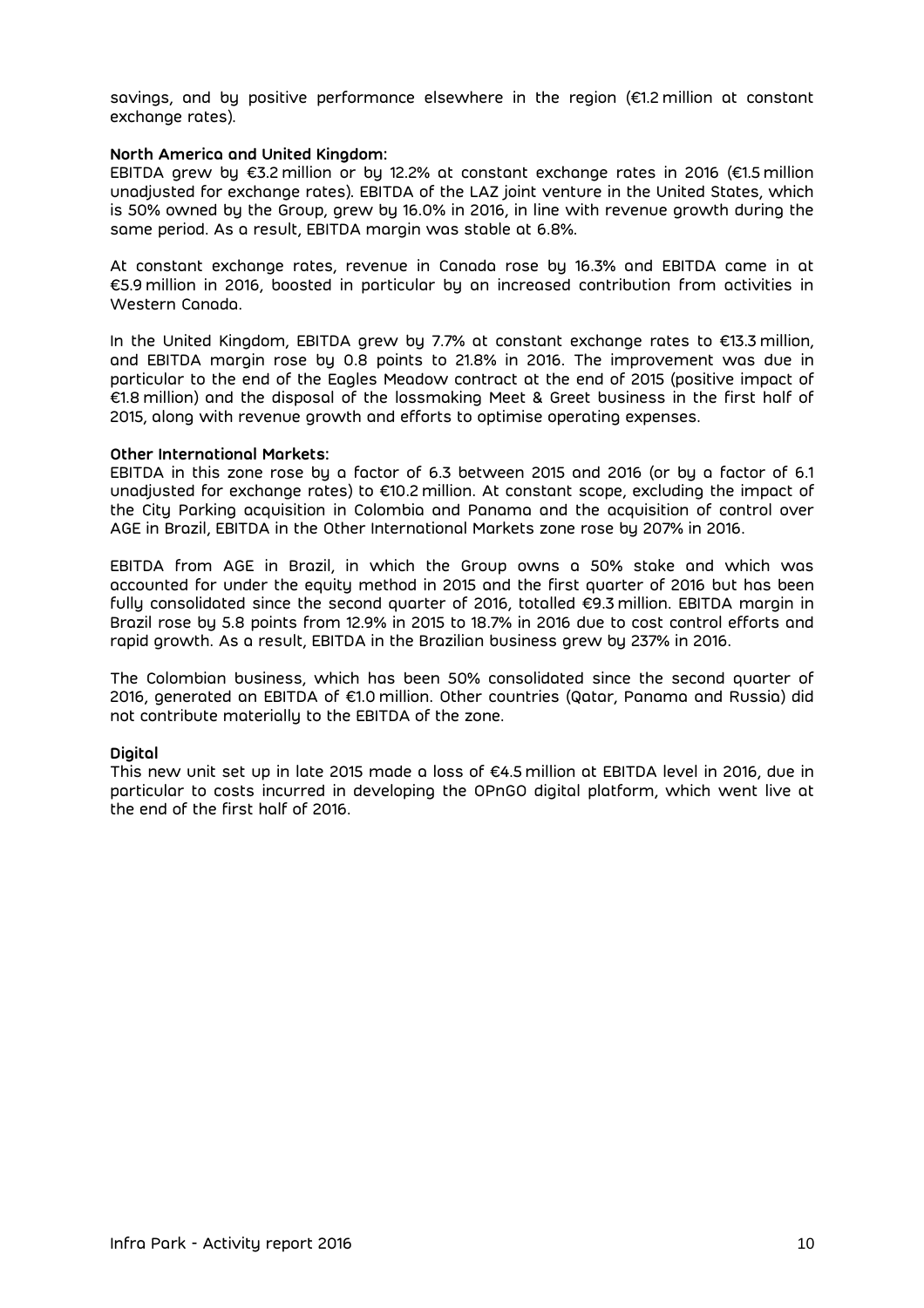savings, and by positive performance elsewhere in the region (€1.2 million at constant exchange rates).

**North America and United Kingdom:**
EBITDA grew by €3.2 million or by 12.2% at constant exchange rates in 2016 (€1.5 million unadjusted for exchange rates). EBITDA of the LAZ joint venture in the United States, which is 50% owned by the Group, grew by 16.0% in 2016, in line with revenue growth during the same period. As a result, EBITDA margin was stable at 6.8%.

At constant exchange rates, revenue in Canada rose by 16.3% and EBITDA came in at €5.9 million in 2016, boosted in particular by an increased contribution from activities in Western Canada.

In the United Kingdom, EBITDA grew by 7.7% at constant exchange rates to €13.3 million, and EBITDA margin rose by 0.8 points to 21.8% in 2016. The improvement was due in particular to the end of the Eagles Meadow contract at the end of 2015 (positive impact of €1.8 million) and the disposal of the lossmaking Meet & Greet business in the first half of 2015, along with revenue growth and efforts to optimise operating expenses.

**Other International Markets:**
EBITDA in this zone rose by a factor of 6.3 between 2015 and 2016 (or by a factor of 6.1 unadjusted for exchange rates) to €10.2 million. At constant scope, excluding the impact of the City Parking acquisition in Colombia and Panama and the acquisition of control over AGE in Brazil, EBITDA in the Other International Markets zone rose by 207% in 2016.

EBITDA from AGE in Brazil, in which the Group owns a 50% stake and which was accounted for under the equity method in 2015 and the first quarter of 2016 but has been fully consolidated since the second quarter of 2016, totalled €9.3 million. EBITDA margin in Brazil rose by 5.8 points from 12.9% in 2015 to 18.7% in 2016 due to cost control efforts and rapid growth. As a result, EBITDA in the Brazilian business grew by 237% in 2016.

The Colombian business, which has been 50% consolidated since the second quarter of 2016, generated an EBITDA of €1.0 million. Other countries (Qatar, Panama and Russia) did not contribute materially to the EBITDA of the zone.

**Digital**
This new unit set up in late 2015 made a loss of €4.5 million at EBITDA level in 2016, due in particular to costs incurred in developing the OPnGO digital platform, which went live at the end of the first half of 2016.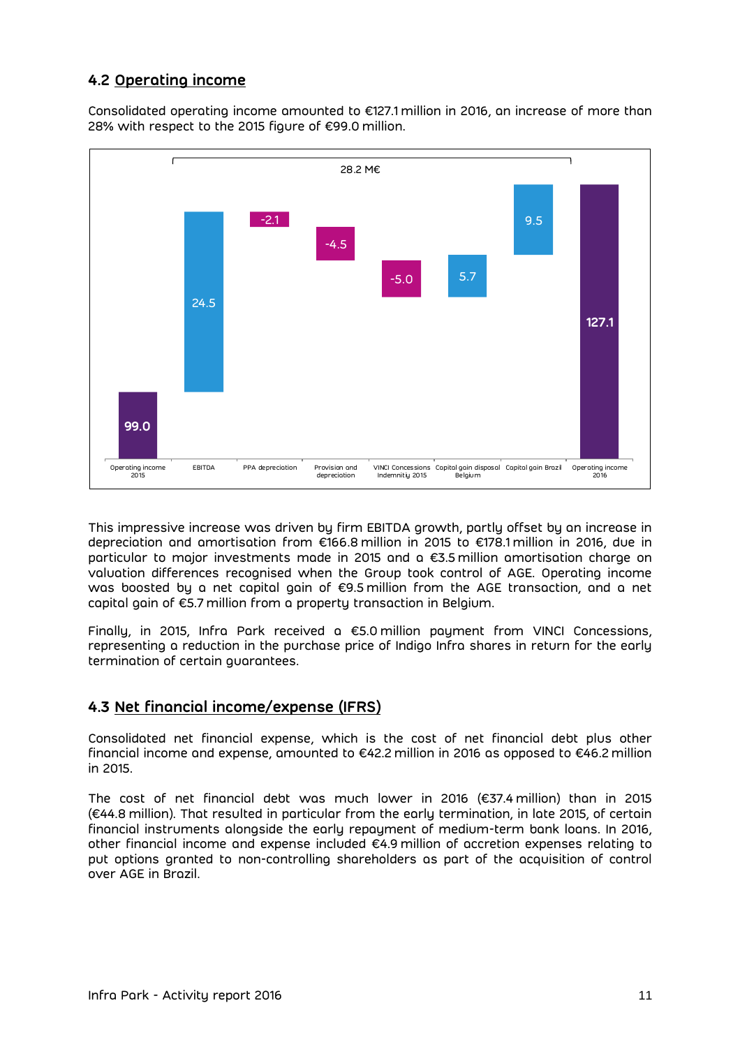## 4.2 Operating income

Consolidated operating income amounted to €127.1 million in 2016, an increase of more than 28% with respect to the 2015 figure of €99.0 million.

| Operating income 2015 | EBITDA | PPA depreciation | Provision and depreciation | VINCI Concessions Indemnity 2015 | Capital gain disposal Belgium | Capital gain Brazil | Operating income 2016 |
|---|---|---|---|---|---|---|---|
| 99.0 | 24.5 | -2.1 | -4.5 | -5.0 | 5.7 | 9.5 | 127.1 |

28.2 M€

This impressive increase was driven by firm EBITDA growth, partly offset by an increase in depreciation and amortisation from €166.8 million in 2015 to €178.1 million in 2016, due in particular to major investments made in 2015 and a €3.5 million amortisation charge on valuation differences recognised when the Group took control of AGE. Operating income was boosted by a net capital gain of €9.5 million from the AGE transaction, and a net capital gain of €5.7 million from a property transaction in Belgium.

Finally, in 2015, Infra Park received a €5.0 million payment from VINCI Concessions, representing a reduction in the purchase price of Indigo Infra shares in return for the early termination of certain guarantees.

## 4.3 Net financial income/expense (IFRS)

Consolidated net financial expense, which is the cost of net financial debt plus other financial income and expense, amounted to €42.2 million in 2016 as opposed to €46.2 million in 2015.

The cost of net financial debt was much lower in 2016 (€37.4 million) than in 2015 (€44.8 million). That resulted in particular from the early termination, in late 2015, of certain financial instruments alongside the early repayment of medium-term bank loans. In 2016, other financial income and expense included €4.9 million of accretion expenses relating to put options granted to non-controlling shareholders as part of the acquisition of control over AGE in Brazil.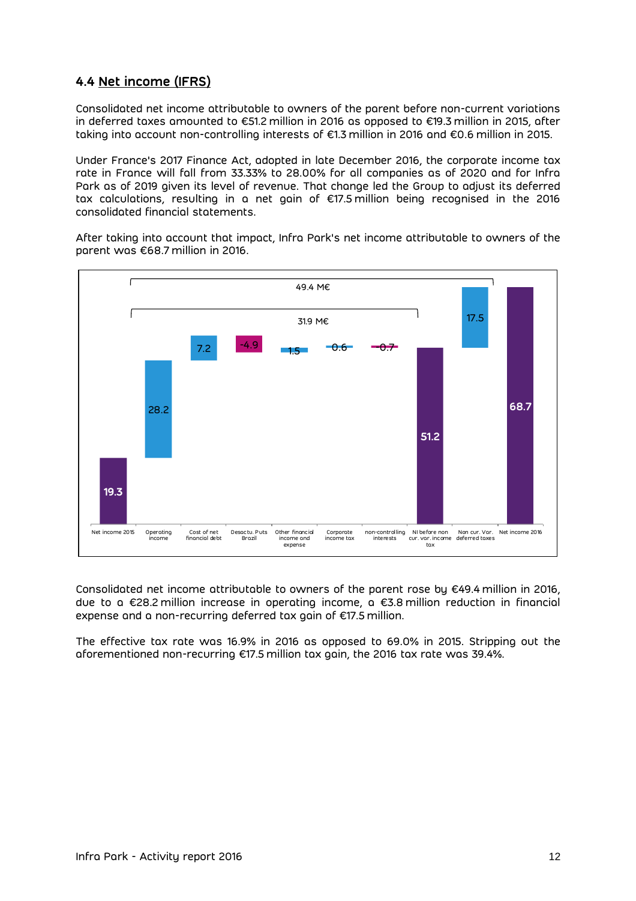### 4.4 Net income (IFRS)

Consolidated net income attributable to owners of the parent before non-current variations in deferred taxes amounted to €51.2 million in 2016 as opposed to €19.3 million in 2015, after taking into account non-controlling interests of €1.3 million in 2016 and €0.6 million in 2015.

Under France's 2017 Finance Act, adopted in late December 2016, the corporate income tax rate in France will fall from 33.33% to 28.00% for all companies as of 2020 and for Infra Park as of 2019 given its level of revenue. That change led the Group to adjust its deferred tax calculations, resulting in a net gain of €17.5 million being recognised in the 2016 consolidated financial statements.

After taking into account that impact, Infra Park's net income attributable to owners of the parent was €68.7 million in 2016.

| | Net income 2015 | Operating income | Cost of net financial debt | Desactu. Puts Brazil | Other financial income and expense | Corporate income tax | non-controlling interests | NI before non cur. var. income tax | Non cur. Var. deferred taxes | Net income 2016 |
|---|---|---|---|---|---|---|---|---|---|---|
| M€ | 19.3 | 28.2 | 7.2 | -4.9 | 1.5 | 0.6 | -0.7 | 51.2 | 17.5 | 68.7 |

31.9 M€ (from Net income 2015 to NI before non cur. var. income tax); 49.4 M€ (from Net income 2015 to Net income 2016)

Consolidated net income attributable to owners of the parent rose by €49.4 million in 2016, due to a €28.2 million increase in operating income, a €3.8 million reduction in financial expense and a non-recurring deferred tax gain of €17.5 million.

The effective tax rate was 16.9% in 2016 as opposed to 69.0% in 2015. Stripping out the aforementioned non-recurring €17.5 million tax gain, the 2016 tax rate was 39.4%.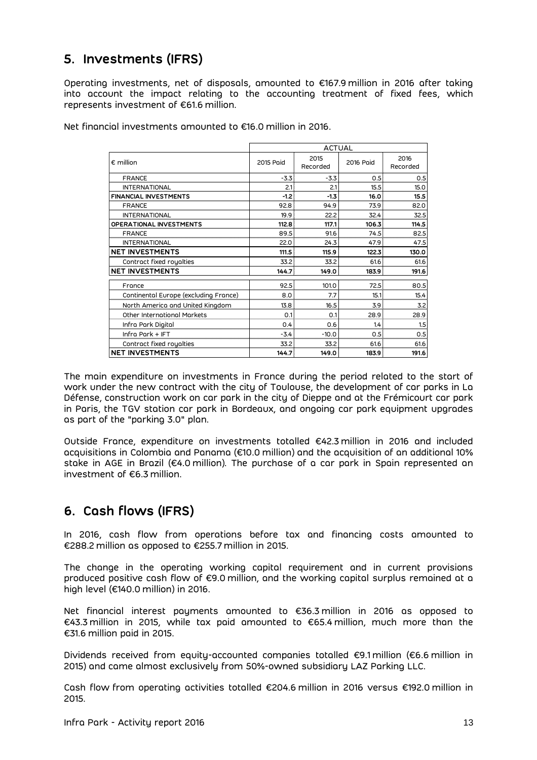## 5. Investments (IFRS)

Operating investments, net of disposals, amounted to €167.9 million in 2016 after taking into account the impact relating to the accounting treatment of fixed fees, which represents investment of €61.6 million.

Net financial investments amounted to €16.0 million in 2016.

| € million | ACTUAL | | | |
|---|---|---|---|---|
| | 2015 Paid | 2015 Recorded | 2016 Paid | 2016 Recorded |
| FRANCE | -3.3 | -3.3 | 0.5 | 0.5 |
| INTERNATIONAL | 2.1 | 2.1 | 15.5 | 15.0 |
| **FINANCIAL INVESTMENTS** | **-1.2** | **-1.3** | **16.0** | **15.5** |
| FRANCE | 92.8 | 94.9 | 73.9 | 82.0 |
| INTERNATIONAL | 19.9 | 22.2 | 32.4 | 32.5 |
| **OPERATIONAL INVESTMENTS** | **112.8** | **117.1** | **106.3** | **114.5** |
| FRANCE | 89.5 | 91.6 | 74.5 | 82.5 |
| INTERNATIONAL | 22.0 | 24.3 | 47.9 | 47.5 |
| **NET INVESTMENTS** | **111.5** | **115.9** | **122.3** | **130.0** |
| Contract fixed royalties | 33.2 | 33.2 | 61.6 | 61.6 |
| **NET INVESTMENTS** | **144.7** | **149.0** | **183.9** | **191.6** |
| France | 92.5 | 101.0 | 72.5 | 80.5 |
| Continental Europe (excluding France) | 8.0 | 7.7 | 15.1 | 15.4 |
| North America and United Kingdom | 13.8 | 16.5 | 3.9 | 3.2 |
| Other International Markets | 0.1 | 0.1 | 28.9 | 28.9 |
| Infra Park Digital | 0.4 | 0.6 | 1.4 | 1.5 |
| Infra Park + IFT | -3.4 | -10.0 | 0.5 | 0.5 |
| Contract fixed royalties | 33.2 | 33.2 | 61.6 | 61.6 |
| **NET INVESTMENTS** | **144.7** | **149.0** | **183.9** | **191.6** |

The main expenditure on investments in France during the period related to the start of work under the new contract with the city of Toulouse, the development of car parks in La Défense, construction work on car park in the city of Dieppe and at the Frémicourt car park in Paris, the TGV station car park in Bordeaux, and ongoing car park equipment upgrades as part of the "parking 3.0" plan.

Outside France, expenditure on investments totalled €42.3 million in 2016 and included acquisitions in Colombia and Panama (€10.0 million) and the acquisition of an additional 10% stake in AGE in Brazil (€4.0 million). The purchase of a car park in Spain represented an investment of €6.3 million.

## 6. Cash flows (IFRS)

In 2016, cash flow from operations before tax and financing costs amounted to €288.2 million as opposed to €255.7 million in 2015.

The change in the operating working capital requirement and in current provisions produced positive cash flow of €9.0 million, and the working capital surplus remained at a high level (€140.0 million) in 2016.

Net financial interest payments amounted to €36.3 million in 2016 as opposed to €43.3 million in 2015, while tax paid amounted to €65.4 million, much more than the €31.6 million paid in 2015.

Dividends received from equity-accounted companies totalled €9.1 million (€6.6 million in 2015) and came almost exclusively from 50%-owned subsidiary LAZ Parking LLC.

Cash flow from operating activities totalled €204.6 million in 2016 versus €192.0 million in 2015.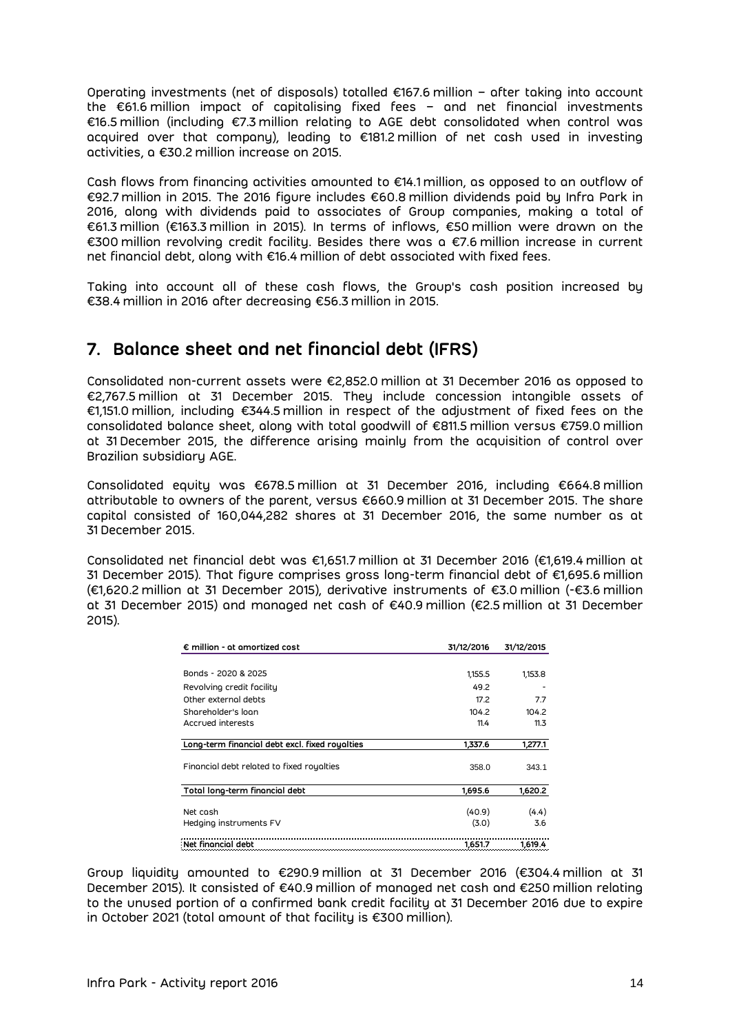Operating investments (net of disposals) totalled €167.6 million – after taking into account the €61.6 million impact of capitalising fixed fees – and net financial investments €16.5 million (including €7.3 million relating to AGE debt consolidated when control was acquired over that company), leading to €181.2 million of net cash used in investing activities, a €30.2 million increase on 2015.

Cash flows from financing activities amounted to €14.1 million, as opposed to an outflow of €92.7 million in 2015. The 2016 figure includes €60.8 million dividends paid by Infra Park in 2016, along with dividends paid to associates of Group companies, making a total of €61.3 million (€163.3 million in 2015). In terms of inflows, €50 million were drawn on the €300 million revolving credit facility. Besides there was a €7.6 million increase in current net financial debt, along with €16.4 million of debt associated with fixed fees.

Taking into account all of these cash flows, the Group's cash position increased by €38.4 million in 2016 after decreasing €56.3 million in 2015.

## 7. Balance sheet and net financial debt (IFRS)

Consolidated non-current assets were €2,852.0 million at 31 December 2016 as opposed to €2,767.5 million at 31 December 2015. They include concession intangible assets of €1,151.0 million, including €344.5 million in respect of the adjustment of fixed fees on the consolidated balance sheet, along with total goodwill of €811.5 million versus €759.0 million at 31 December 2015, the difference arising mainly from the acquisition of control over Brazilian subsidiary AGE.

Consolidated equity was €678.5 million at 31 December 2016, including €664.8 million attributable to owners of the parent, versus €660.9 million at 31 December 2015. The share capital consisted of 160,044,282 shares at 31 December 2016, the same number as at 31 December 2015.

Consolidated net financial debt was €1,651.7 million at 31 December 2016 (€1,619.4 million at 31 December 2015). That figure comprises gross long-term financial debt of €1,695.6 million (€1,620.2 million at 31 December 2015), derivative instruments of €3.0 million (-€3.6 million at 31 December 2015) and managed net cash of €40.9 million (€2.5 million at 31 December 2015).

| € million - at amortized cost | 31/12/2016 | 31/12/2015 |
|---|---|---|
| Bonds - 2020 & 2025 | 1,155.5 | 1,153.8 |
| Revolving credit facility | 49.2 | - |
| Other external debts | 17.2 | 7.7 |
| Shareholder's loan | 104.2 | 104.2 |
| Accrued interests | 11.4 | 11.3 |
| **Long-term financial debt excl. fixed royalties** | **1,337.6** | **1,277.1** |
| Financial debt related to fixed royalties | 358.0 | 343.1 |
| **Total long-term financial debt** | **1,695.6** | **1,620.2** |
| Net cash | (40.9) | (4.4) |
| Hedging instruments FV | (3.0) | 3.6 |
| **Net financial debt** | **1,651.7** | **1,619.4** |

Group liquidity amounted to €290.9 million at 31 December 2016 (€304.4 million at 31 December 2015). It consisted of €40.9 million of managed net cash and €250 million relating to the unused portion of a confirmed bank credit facility at 31 December 2016 due to expire in October 2021 (total amount of that facility is €300 million).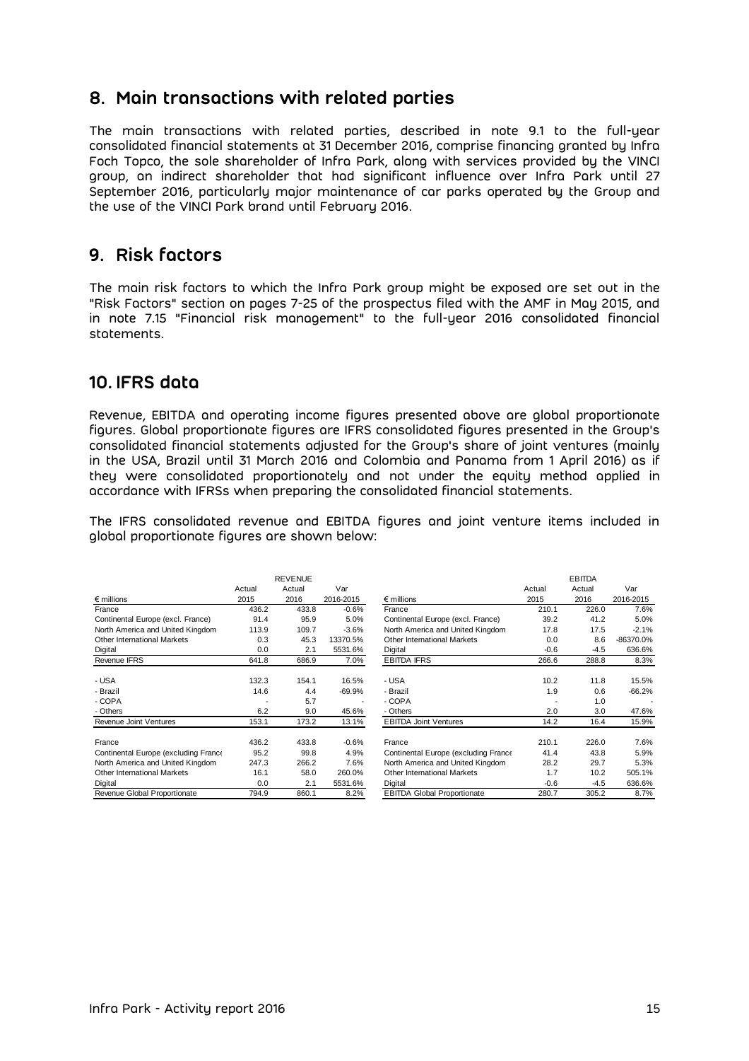## 8. Main transactions with related parties

The main transactions with related parties, described in note 9.1 to the full-year consolidated financial statements at 31 December 2016, comprise financing granted by Infra Foch Topco, the sole shareholder of Infra Park, along with services provided by the VINCI group, an indirect shareholder that had significant influence over Infra Park until 27 September 2016, particularly major maintenance of car parks operated by the Group and the use of the VINCI Park brand until February 2016.

## 9. Risk factors

The main risk factors to which the Infra Park group might be exposed are set out in the "Risk Factors" section on pages 7-25 of the prospectus filed with the AMF in May 2015, and in note 7.15 "Financial risk management" to the full-year 2016 consolidated financial statements.

## 10. IFRS data

Revenue, EBITDA and operating income figures presented above are global proportionate figures. Global proportionate figures are IFRS consolidated figures presented in the Group's consolidated financial statements adjusted for the Group's share of joint ventures (mainly in the USA, Brazil until 31 March 2016 and Colombia and Panama from 1 April 2016) as if they were consolidated proportionately and not under the equity method applied in accordance with IFRSs when preparing the consolidated financial statements.

The IFRS consolidated revenue and EBITDA figures and joint venture items included in global proportionate figures are shown below:

| | REVENUE | | |
|---|---|---|---|
| € millions | Actual 2015 | Actual 2016 | Var 2016-2015 |
| France | 436.2 | 433.8 | -0.6% |
| Continental Europe (excl. France) | 91.4 | 95.9 | 5.0% |
| North America and United Kingdom | 113.9 | 109.7 | -3.6% |
| Other International Markets | 0.3 | 45.3 | 13370.5% |
| Digital | 0.0 | 2.1 | 5531.6% |
| Revenue IFRS | 641.8 | 686.9 | 7.0% |
| - USA | 132.3 | 154.1 | 16.5% |
| - Brazil | 14.6 | 4.4 | -69.9% |
| - COPA | - | 5.7 | - |
| - Others | 6.2 | 9.0 | 45.6% |
| Revenue Joint Ventures | 153.1 | 173.2 | 13.1% |
| France | 436.2 | 433.8 | -0.6% |
| Continental Europe (excluding France | 95.2 | 99.8 | 4.9% |
| North America and United Kingdom | 247.3 | 266.2 | 7.6% |
| Other International Markets | 16.1 | 58.0 | 260.0% |
| Digital | 0.0 | 2.1 | 5531.6% |
| Revenue Global Proportionate | 794.9 | 860.1 | 8.2% |

| | EBITDA | | |
|---|---|---|---|
| € millions | Actual 2015 | Actual 2016 | Var 2016-2015 |
| France | 210.1 | 226.0 | 7.6% |
| Continental Europe (excl. France) | 39.2 | 41.2 | 5.0% |
| North America and United Kingdom | 17.8 | 17.5 | -2.1% |
| Other International Markets | 0.0 | 8.6 | -86370.0% |
| Digital | -0.6 | -4.5 | 636.6% |
| EBITDA IFRS | 266.6 | 288.8 | 8.3% |
| - USA | 10.2 | 11.8 | 15.5% |
| - Brazil | 1.9 | 0.6 | -66.2% |
| - COPA | - | 1.0 | - |
| - Others | 2.0 | 3.0 | 47.6% |
| EBITDA Joint Ventures | 14.2 | 16.4 | 15.9% |
| France | 210.1 | 226.0 | 7.6% |
| Continental Europe (excluding France | 41.4 | 43.8 | 5.9% |
| North America and United Kingdom | 28.2 | 29.7 | 5.3% |
| Other International Markets | 1.7 | 10.2 | 505.1% |
| Digital | -0.6 | -4.5 | 636.6% |
| EBITDA Global Proportionate | 280.7 | 305.2 | 8.7% |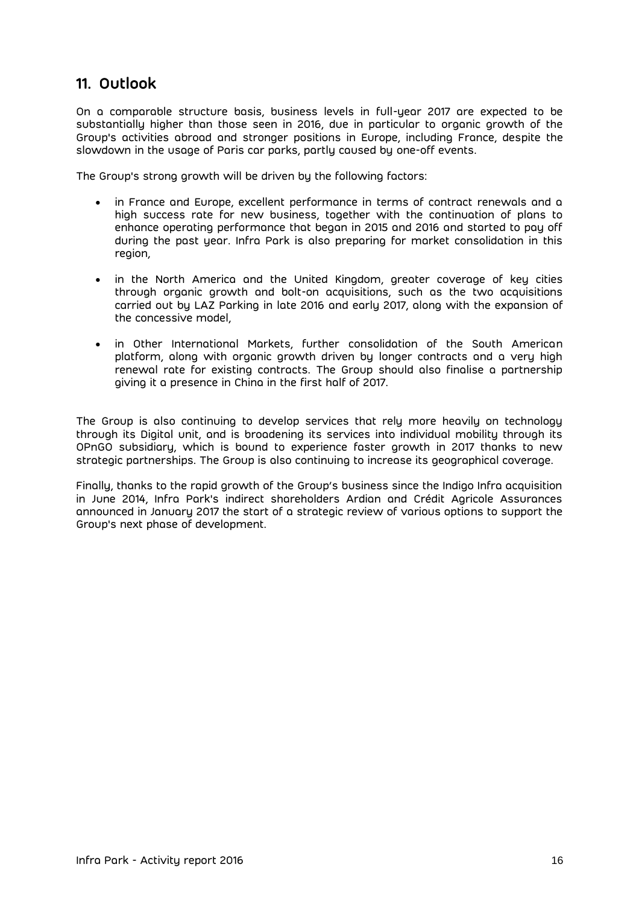## 11. Outlook

On a comparable structure basis, business levels in full-year 2017 are expected to be substantially higher than those seen in 2016, due in particular to organic growth of the Group's activities abroad and stronger positions in Europe, including France, despite the slowdown in the usage of Paris car parks, partly caused by one-off events.

The Group's strong growth will be driven by the following factors:

- in France and Europe, excellent performance in terms of contract renewals and a high success rate for new business, together with the continuation of plans to enhance operating performance that began in 2015 and 2016 and started to pay off during the past year. Infra Park is also preparing for market consolidation in this region,
- in the North America and the United Kingdom, greater coverage of key cities through organic growth and bolt-on acquisitions, such as the two acquisitions carried out by LAZ Parking in late 2016 and early 2017, along with the expansion of the concessive model,
- in Other International Markets, further consolidation of the South American platform, along with organic growth driven by longer contracts and a very high renewal rate for existing contracts. The Group should also finalise a partnership giving it a presence in China in the first half of 2017.

The Group is also continuing to develop services that rely more heavily on technology through its Digital unit, and is broadening its services into individual mobility through its OPnGO subsidiary, which is bound to experience faster growth in 2017 thanks to new strategic partnerships. The Group is also continuing to increase its geographical coverage.

Finally, thanks to the rapid growth of the Group's business since the Indigo Infra acquisition in June 2014, Infra Park's indirect shareholders Ardian and Crédit Agricole Assurances announced in January 2017 the start of a strategic review of various options to support the Group's next phase of development.